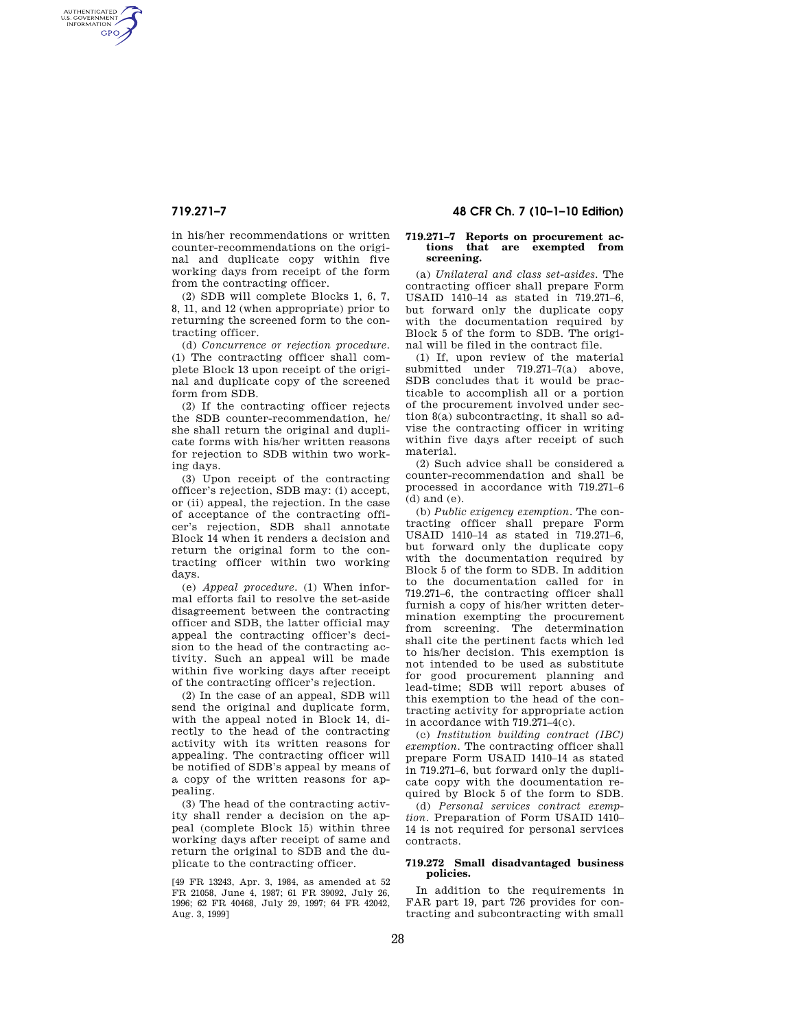in his/her recommendations or written counter-recommendations on the original and duplicate copy within five working days from receipt of the form from the contracting officer.

(2) SDB will complete Blocks 1, 6, 7, 8, 11, and 12 (when appropriate) prior to returning the screened form to the contracting officer.

(d) *Concurrence or rejection procedure.* (1) The contracting officer shall complete Block 13 upon receipt of the original and duplicate copy of the screened form from SDB.

(2) If the contracting officer rejects the SDB counter-recommendation, he/she shall return the original and duplicate forms with his/her written reasons for rejection to SDB within two working days.

(3) Upon receipt of the contracting officer's rejection, SDB may: (i) accept, or (ii) appeal, the rejection. In the case of acceptance of the contracting officer's rejection, SDB shall annotate Block 14 when it renders a decision and return the original form to the contracting officer within two working days.

(e) *Appeal procedure.* (1) When informal efforts fail to resolve the set-aside disagreement between the contracting officer and SDB, the latter official may appeal the contracting officer's decision to the head of the contracting activity. Such an appeal will be made within five working days after receipt of the contracting officer's rejection.

(2) In the case of an appeal, SDB will send the original and duplicate form, with the appeal noted in Block 14, directly to the head of the contracting activity with its written reasons for appealing. The contracting officer will be notified of SDB's appeal by means of a copy of the written reasons for appealing.

(3) The head of the contracting activity shall render a decision on the appeal (complete Block 15) within three working days after receipt of same and return the original to SDB and the duplicate to the contracting officer.

[49 FR 13243, Apr. 3, 1984, as amended at 52 FR 21058, June 4, 1987; 61 FR 39092, July 26, 1996; 62 FR 40468, July 29, 1997; 64 FR 42042, Aug. 3, 1999]

### 719.271–7 Reports on procurement actions that are exempted from screening.

(a) *Unilateral and class set-asides.* The contracting officer shall prepare Form USAID 1410–14 as stated in 719.271–6, but forward only the duplicate copy with the documentation required by Block 5 of the form to SDB. The original will be filed in the contract file.

(1) If, upon review of the material submitted under 719.271–7(a) above, SDB concludes that it would be practicable to accomplish all or a portion of the procurement involved under section 8(a) subcontracting, it shall so advise the contracting officer in writing within five days after receipt of such material.

(2) Such advice shall be considered a counter-recommendation and shall be processed in accordance with 719.271–6 (d) and (e).

(b) *Public exigency exemption.* The contracting officer shall prepare Form USAID 1410–14 as stated in 719.271–6, but forward only the duplicate copy with the documentation required by Block 5 of the form to SDB. In addition to the documentation called for in 719.271–6, the contracting officer shall furnish a copy of his/her written determination exempting the procurement from screening. The determination shall cite the pertinent facts which led to his/her decision. This exemption is not intended to be used as substitute for good procurement planning and lead-time; SDB will report abuses of this exemption to the head of the contracting activity for appropriate action in accordance with 719.271–4(c).

(c) *Institution building contract (IBC) exemption.* The contracting officer shall prepare Form USAID 1410–14 as stated in 719.271–6, but forward only the duplicate copy with the documentation required by Block 5 of the form to SDB.

(d) *Personal services contract exemption.* Preparation of Form USAID 1410–14 is not required for personal services contracts.

### 719.272 Small disadvantaged business policies.

In addition to the requirements in FAR part 19, part 726 provides for contracting and subcontracting with small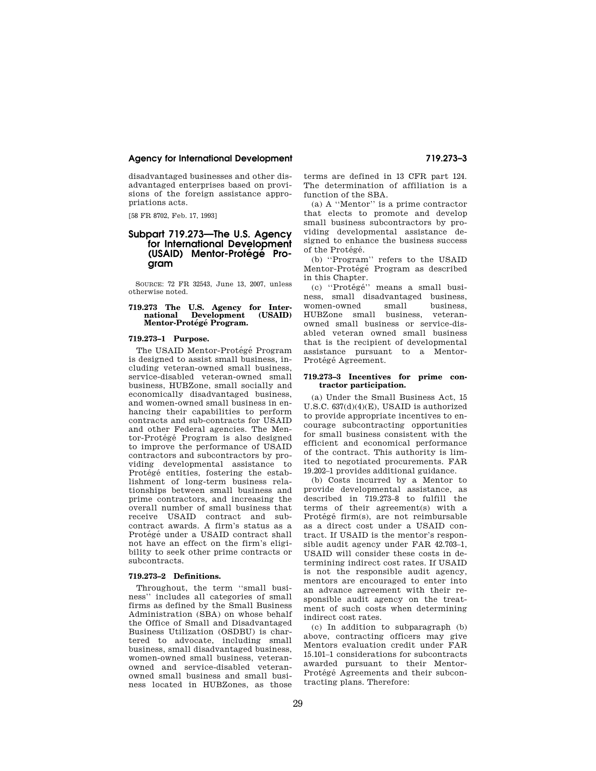disadvantaged businesses and other disadvantaged enterprises based on provisions of the foreign assistance appropriations acts.

[58 FR 8702, Feb. 17, 1993]

## Subpart 719.273—The U.S. Agency for International Development (USAID) Mentor-Protégé Program

SOURCE: 72 FR 32543, June 13, 2007, unless otherwise noted.

### 719.273 The U.S. Agency for International Development (USAID) Mentor-Protégé Program.

### 719.273–1 Purpose.

The USAID Mentor-Protégé Program is designed to assist small business, including veteran-owned small business, service-disabled veteran-owned small business, HUBZone, small socially and economically disadvantaged business, and women-owned small business in enhancing their capabilities to perform contracts and sub-contracts for USAID and other Federal agencies. The Mentor-Protégé Program is also designed to improve the performance of USAID contractors and subcontractors by providing developmental assistance to Protégé entities, fostering the establishment of long-term business relationships between small business and prime contractors, and increasing the overall number of small business that receive USAID contract and subcontract awards. A firm's status as a Protégé under a USAID contract shall not have an effect on the firm's eligibility to seek other prime contracts or subcontracts.

### 719.273–2 Definitions.

Throughout, the term ''small business'' includes all categories of small firms as defined by the Small Business Administration (SBA) on whose behalf the Office of Small and Disadvantaged Business Utilization (OSDBU) is chartered to advocate, including small business, small disadvantaged business, women-owned small business, veteran-owned and service-disabled veteran-owned small business and small business located in HUBZones, as those terms are defined in 13 CFR part 124. The determination of affiliation is a function of the SBA.

(a) A ''Mentor'' is a prime contractor that elects to promote and develop small business subcontractors by providing developmental assistance designed to enhance the business success of the Protégé.

(b) ''Program'' refers to the USAID Mentor-Protégé Program as described in this Chapter.

(c) ''Protégé'' means a small business, small disadvantaged business, women-owned small business, HUBZone small business, veteran-owned small business or service-disabled veteran owned small business that is the recipient of developmental assistance pursuant to a Mentor-Protégé Agreement.

### 719.273–3 Incentives for prime contractor participation.

(a) Under the Small Business Act, 15 U.S.C. 637(d)(4)(E), USAID is authorized to provide appropriate incentives to encourage subcontracting opportunities for small business consistent with the efficient and economical performance of the contract. This authority is limited to negotiated procurements. FAR 19.202–1 provides additional guidance.

(b) Costs incurred by a Mentor to provide developmental assistance, as described in 719.273–8 to fulfill the terms of their agreement(s) with a Protégé firm(s), are not reimbursable as a direct cost under a USAID contract. If USAID is the mentor's responsible audit agency under FAR 42.703–1, USAID will consider these costs in determining indirect cost rates. If USAID is not the responsible audit agency, mentors are encouraged to enter into an advance agreement with their responsible audit agency on the treatment of such costs when determining indirect cost rates.

(c) In addition to subparagraph (b) above, contracting officers may give Mentors evaluation credit under FAR 15.101–1 considerations for subcontracts awarded pursuant to their Mentor-Protégé Agreements and their subcontracting plans. Therefore: